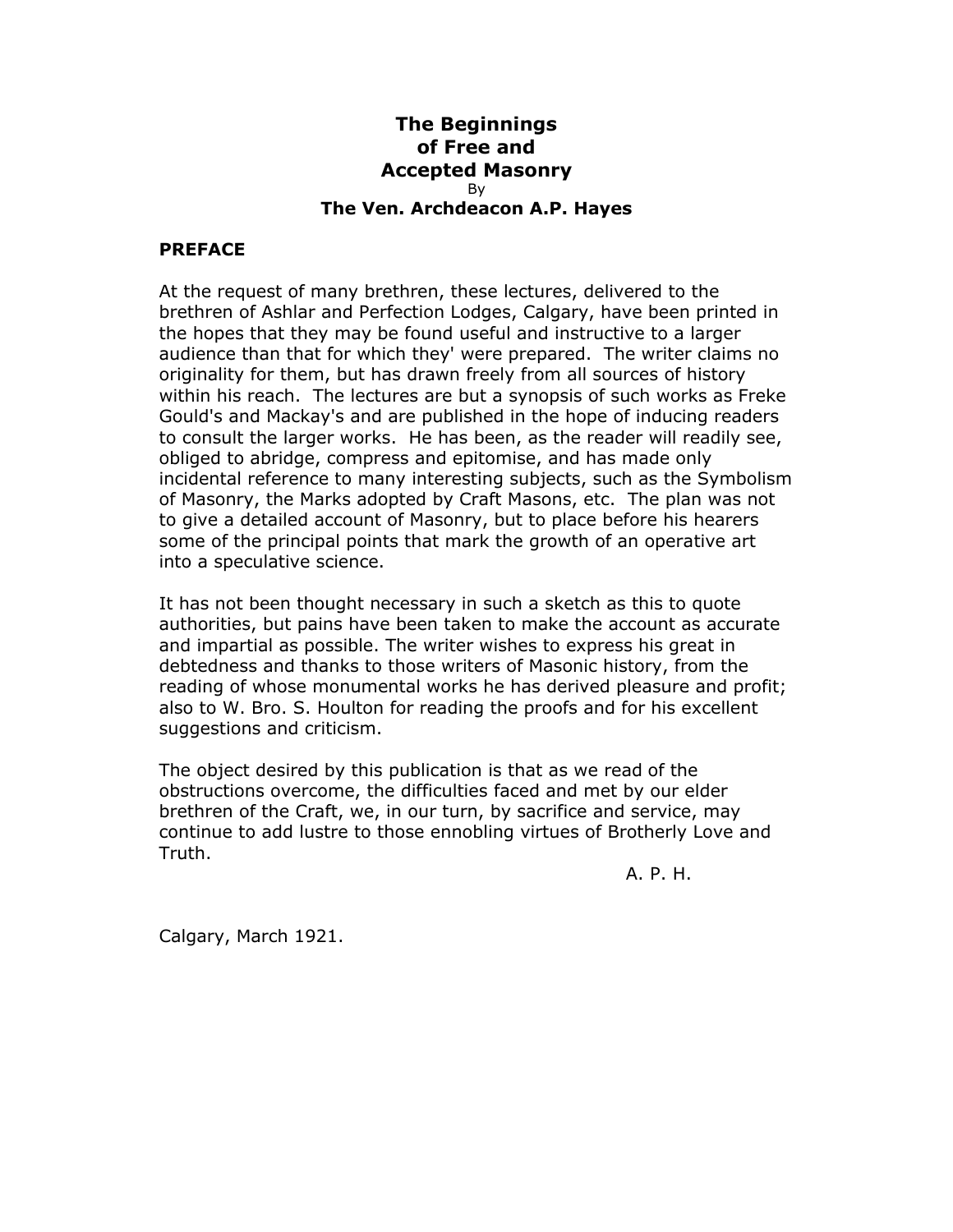# The Beginnings of Free and Accepted Masonry

By

## The Ven. Archdeacon A.P. Hayes

### PREFACE

At the request of many brethren, these lectures, delivered to the brethren of Ashlar and Perfection Lodges, Calgary, have been printed in the hopes that they may be found useful and instructive to a larger audience than that for which they' were prepared. The writer claims no originality for them, but has drawn freely from all sources of history within his reach. The lectures are but a synopsis of such works as Freke Gould's and Mackay's and are published in the hope of inducing readers to consult the larger works. He has been, as the reader will readily see, obliged to abridge, compress and epitomise, and has made only incidental reference to many interesting subjects, such as the Symbolism of Masonry, the Marks adopted by Craft Masons, etc. The plan was not to give a detailed account of Masonry, but to place before his hearers some of the principal points that mark the growth of an operative art into a speculative science.

It has not been thought necessary in such a sketch as this to quote authorities, but pains have been taken to make the account as accurate and impartial as possible. The writer wishes to express his great in debtedness and thanks to those writers of Masonic history, from the reading of whose monumental works he has derived pleasure and profit; also to W. Bro. S. Houlton for reading the proofs and for his excellent suggestions and criticism.

The object desired by this publication is that as we read of the obstructions overcome, the difficulties faced and met by our elder brethren of the Craft, we, in our turn, by sacrifice and service, may continue to add lustre to those ennobling virtues of Brotherly Love and Truth.

A. P. H.

Calgary, March 1921.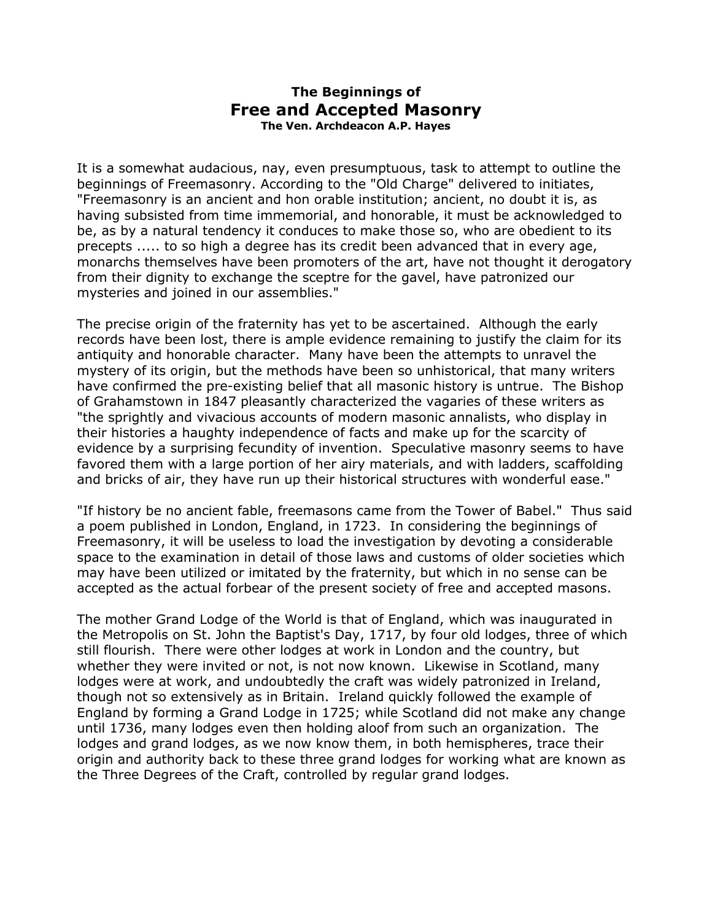### The Beginnings of
# Free and Accepted Masonry
#### The Ven. Archdeacon A.P. Hayes

It is a somewhat audacious, nay, even presumptuous, task to attempt to outline the beginnings of Freemasonry. According to the "Old Charge" delivered to initiates, "Freemasonry is an ancient and hon orable institution; ancient, no doubt it is, as having subsisted from time immemorial, and honorable, it must be acknowledged to be, as by a natural tendency it conduces to make those so, who are obedient to its precepts ..... to so high a degree has its credit been advanced that in every age, monarchs themselves have been promoters of the art, have not thought it derogatory from their dignity to exchange the sceptre for the gavel, have patronized our mysteries and joined in our assemblies."

The precise origin of the fraternity has yet to be ascertained. Although the early records have been lost, there is ample evidence remaining to justify the claim for its antiquity and honorable character. Many have been the attempts to unravel the mystery of its origin, but the methods have been so unhistorical, that many writers have confirmed the pre-existing belief that all masonic history is untrue. The Bishop of Grahamstown in 1847 pleasantly characterized the vagaries of these writers as "the sprightly and vivacious accounts of modern masonic annalists, who display in their histories a haughty independence of facts and make up for the scarcity of evidence by a surprising fecundity of invention. Speculative masonry seems to have favored them with a large portion of her airy materials, and with ladders, scaffolding and bricks of air, they have run up their historical structures with wonderful ease."

"If history be no ancient fable, freemasons came from the Tower of Babel." Thus said a poem published in London, England, in 1723. In considering the beginnings of Freemasonry, it will be useless to load the investigation by devoting a considerable space to the examination in detail of those laws and customs of older societies which may have been utilized or imitated by the fraternity, but which in no sense can be accepted as the actual forbear of the present society of free and accepted masons.

The mother Grand Lodge of the World is that of England, which was inaugurated in the Metropolis on St. John the Baptist's Day, 1717, by four old lodges, three of which still flourish. There were other lodges at work in London and the country, but whether they were invited or not, is not now known. Likewise in Scotland, many lodges were at work, and undoubtedly the craft was widely patronized in Ireland, though not so extensively as in Britain. Ireland quickly followed the example of England by forming a Grand Lodge in 1725; while Scotland did not make any change until 1736, many lodges even then holding aloof from such an organization. The lodges and grand lodges, as we now know them, in both hemispheres, trace their origin and authority back to these three grand lodges for working what are known as the Three Degrees of the Craft, controlled by regular grand lodges.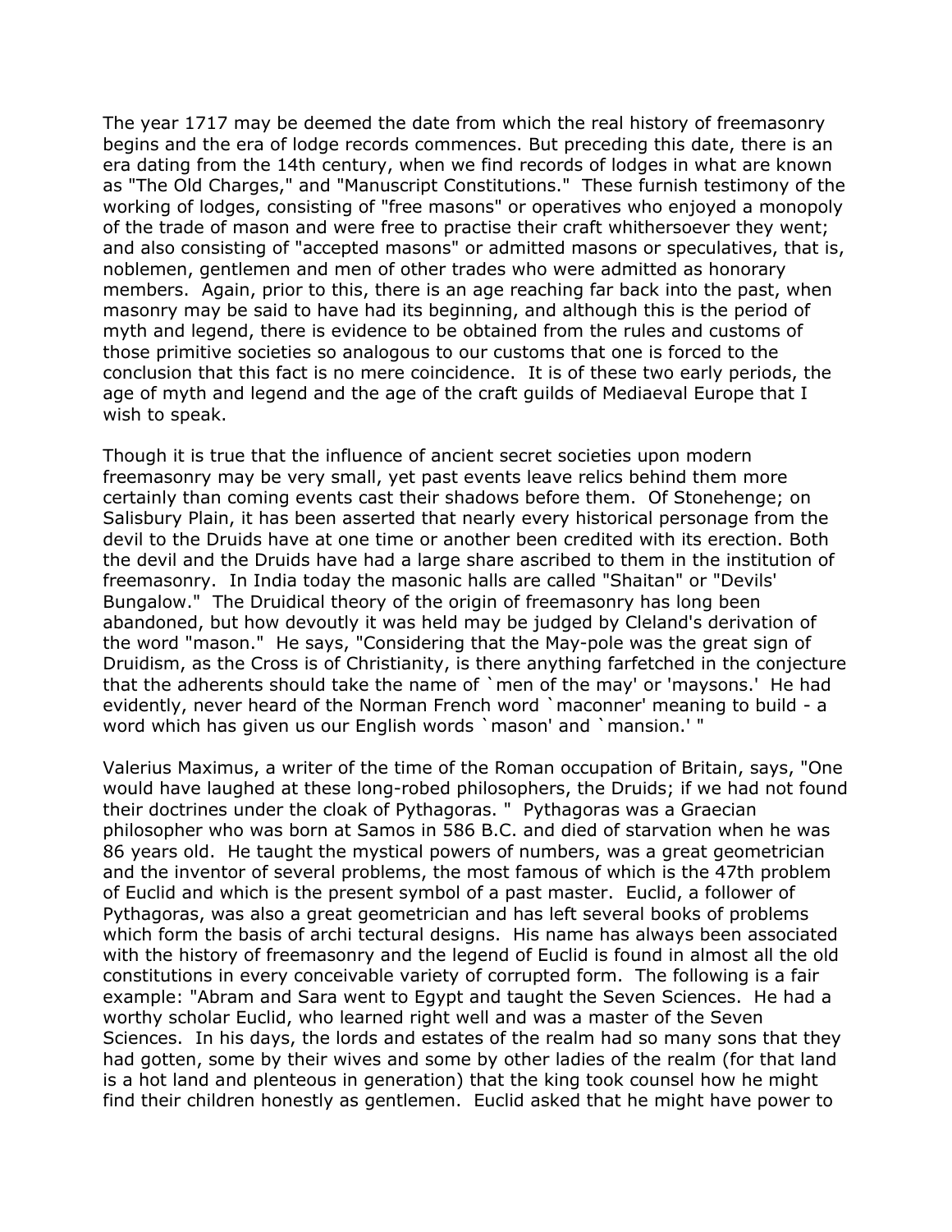The year 1717 may be deemed the date from which the real history of freemasonry begins and the era of lodge records commences. But preceding this date, there is an era dating from the 14th century, when we find records of lodges in what are known as "The Old Charges," and "Manuscript Constitutions." These furnish testimony of the working of lodges, consisting of "free masons" or operatives who enjoyed a monopoly of the trade of mason and were free to practise their craft whithersoever they went; and also consisting of "accepted masons" or admitted masons or speculatives, that is, noblemen, gentlemen and men of other trades who were admitted as honorary members. Again, prior to this, there is an age reaching far back into the past, when masonry may be said to have had its beginning, and although this is the period of myth and legend, there is evidence to be obtained from the rules and customs of those primitive societies so analogous to our customs that one is forced to the conclusion that this fact is no mere coincidence. It is of these two early periods, the age of myth and legend and the age of the craft guilds of Mediaeval Europe that I wish to speak.

Though it is true that the influence of ancient secret societies upon modern freemasonry may be very small, yet past events leave relics behind them more certainly than coming events cast their shadows before them. Of Stonehenge; on Salisbury Plain, it has been asserted that nearly every historical personage from the devil to the Druids have at one time or another been credited with its erection. Both the devil and the Druids have had a large share ascribed to them in the institution of freemasonry. In India today the masonic halls are called "Shaitan" or "Devils' Bungalow." The Druidical theory of the origin of freemasonry has long been abandoned, but how devoutly it was held may be judged by Cleland's derivation of the word "mason." He says, "Considering that the May-pole was the great sign of Druidism, as the Cross is of Christianity, is there anything farfetched in the conjecture that the adherents should take the name of `men of the may' or 'maysons.' He had evidently, never heard of the Norman French word `maconner' meaning to build - a word which has given us our English words `mason' and `mansion.' "

Valerius Maximus, a writer of the time of the Roman occupation of Britain, says, "One would have laughed at these long-robed philosophers, the Druids; if we had not found their doctrines under the cloak of Pythagoras. " Pythagoras was a Graecian philosopher who was born at Samos in 586 B.C. and died of starvation when he was 86 years old. He taught the mystical powers of numbers, was a great geometrician and the inventor of several problems, the most famous of which is the 47th problem of Euclid and which is the present symbol of a past master. Euclid, a follower of Pythagoras, was also a great geometrician and has left several books of problems which form the basis of archi tectural designs. His name has always been associated with the history of freemasonry and the legend of Euclid is found in almost all the old constitutions in every conceivable variety of corrupted form. The following is a fair example: "Abram and Sara went to Egypt and taught the Seven Sciences. He had a worthy scholar Euclid, who learned right well and was a master of the Seven Sciences. In his days, the lords and estates of the realm had so many sons that they had gotten, some by their wives and some by other ladies of the realm (for that land is a hot land and plenteous in generation) that the king took counsel how he might find their children honestly as gentlemen. Euclid asked that he might have power to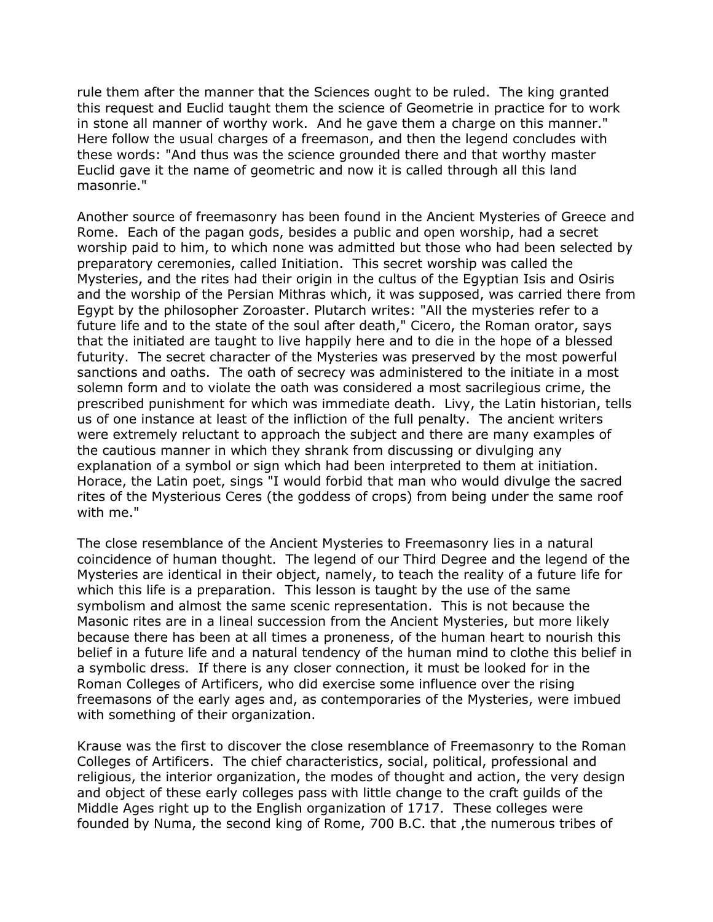rule them after the manner that the Sciences ought to be ruled. The king granted this request and Euclid taught them the science of Geometrie in practice for to work in stone all manner of worthy work. And he gave them a charge on this manner." Here follow the usual charges of a freemason, and then the legend concludes with these words: "And thus was the science grounded there and that worthy master Euclid gave it the name of geometric and now it is called through all this land masonrie."

Another source of freemasonry has been found in the Ancient Mysteries of Greece and Rome. Each of the pagan gods, besides a public and open worship, had a secret worship paid to him, to which none was admitted but those who had been selected by preparatory ceremonies, called Initiation. This secret worship was called the Mysteries, and the rites had their origin in the cultus of the Egyptian Isis and Osiris and the worship of the Persian Mithras which, it was supposed, was carried there from Egypt by the philosopher Zoroaster. Plutarch writes: "All the mysteries refer to a future life and to the state of the soul after death," Cicero, the Roman orator, says that the initiated are taught to live happily here and to die in the hope of a blessed futurity. The secret character of the Mysteries was preserved by the most powerful sanctions and oaths. The oath of secrecy was administered to the initiate in a most solemn form and to violate the oath was considered a most sacrilegious crime, the prescribed punishment for which was immediate death. Livy, the Latin historian, tells us of one instance at least of the infliction of the full penalty. The ancient writers were extremely reluctant to approach the subject and there are many examples of the cautious manner in which they shrank from discussing or divulging any explanation of a symbol or sign which had been interpreted to them at initiation. Horace, the Latin poet, sings "I would forbid that man who would divulge the sacred rites of the Mysterious Ceres (the goddess of crops) from being under the same roof with me."

The close resemblance of the Ancient Mysteries to Freemasonry lies in a natural coincidence of human thought. The legend of our Third Degree and the legend of the Mysteries are identical in their object, namely, to teach the reality of a future life for which this life is a preparation. This lesson is taught by the use of the same symbolism and almost the same scenic representation. This is not because the Masonic rites are in a lineal succession from the Ancient Mysteries, but more likely because there has been at all times a proneness, of the human heart to nourish this belief in a future life and a natural tendency of the human mind to clothe this belief in a symbolic dress. If there is any closer connection, it must be looked for in the Roman Colleges of Artificers, who did exercise some influence over the rising freemasons of the early ages and, as contemporaries of the Mysteries, were imbued with something of their organization.

Krause was the first to discover the close resemblance of Freemasonry to the Roman Colleges of Artificers. The chief characteristics, social, political, professional and religious, the interior organization, the modes of thought and action, the very design and object of these early colleges pass with little change to the craft guilds of the Middle Ages right up to the English organization of 1717. These colleges were founded by Numa, the second king of Rome, 700 B.C. that ,the numerous tribes of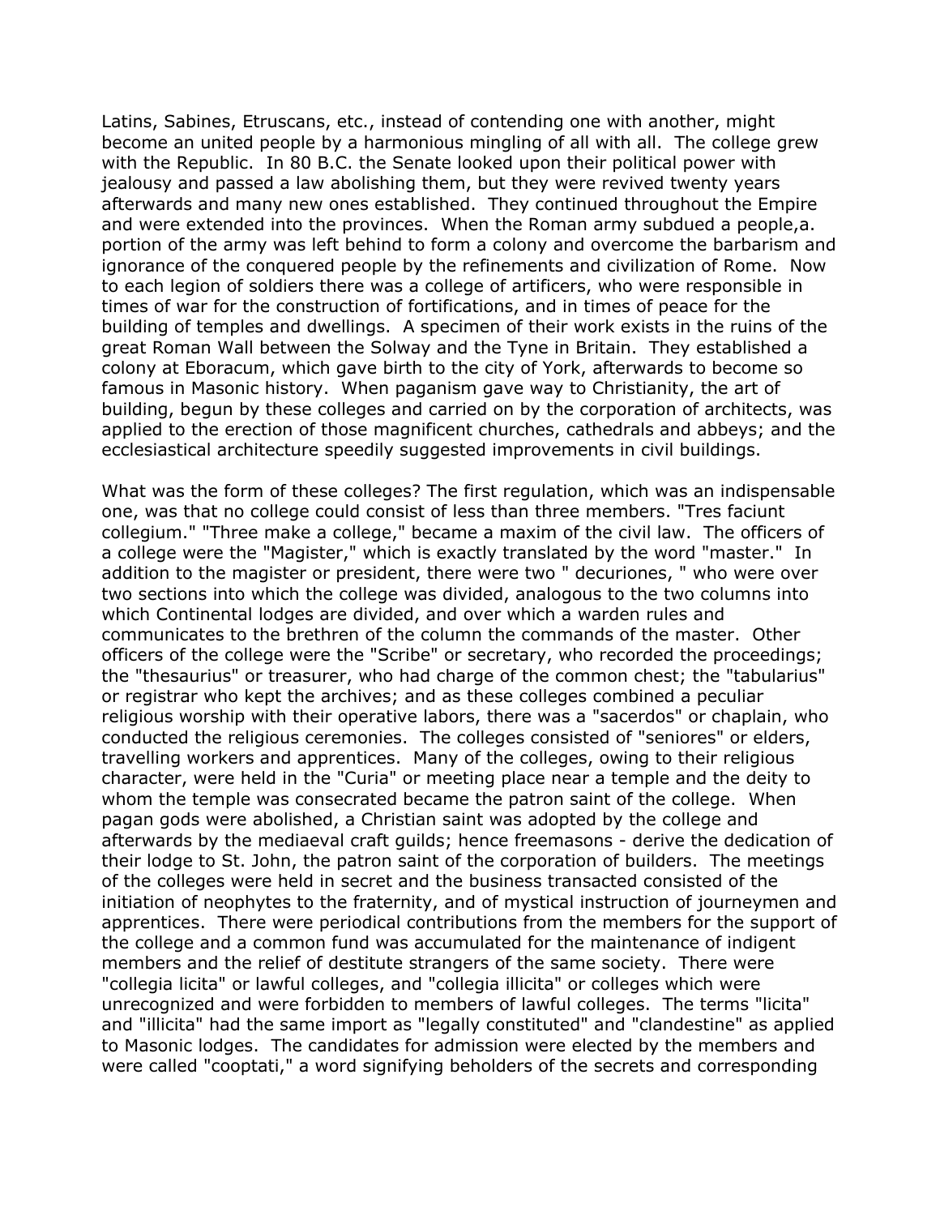Latins, Sabines, Etruscans, etc., instead of contending one with another, might become an united people by a harmonious mingling of all with all. The college grew with the Republic. In 80 B.C. the Senate looked upon their political power with jealousy and passed a law abolishing them, but they were revived twenty years afterwards and many new ones established. They continued throughout the Empire and were extended into the provinces. When the Roman army subdued a people,a. portion of the army was left behind to form a colony and overcome the barbarism and ignorance of the conquered people by the refinements and civilization of Rome. Now to each legion of soldiers there was a college of artificers, who were responsible in times of war for the construction of fortifications, and in times of peace for the building of temples and dwellings. A specimen of their work exists in the ruins of the great Roman Wall between the Solway and the Tyne in Britain. They established a colony at Eboracum, which gave birth to the city of York, afterwards to become so famous in Masonic history. When paganism gave way to Christianity, the art of building, begun by these colleges and carried on by the corporation of architects, was applied to the erection of those magnificent churches, cathedrals and abbeys; and the ecclesiastical architecture speedily suggested improvements in civil buildings.

What was the form of these colleges? The first regulation, which was an indispensable one, was that no college could consist of less than three members. "Tres faciunt collegium." "Three make a college," became a maxim of the civil law. The officers of a college were the "Magister," which is exactly translated by the word "master." In addition to the magister or president, there were two " decuriones, " who were over two sections into which the college was divided, analogous to the two columns into which Continental lodges are divided, and over which a warden rules and communicates to the brethren of the column the commands of the master. Other officers of the college were the "Scribe" or secretary, who recorded the proceedings; the "thesaurius" or treasurer, who had charge of the common chest; the "tabularius" or registrar who kept the archives; and as these colleges combined a peculiar religious worship with their operative labors, there was a "sacerdos" or chaplain, who conducted the religious ceremonies. The colleges consisted of "seniores" or elders, travelling workers and apprentices. Many of the colleges, owing to their religious character, were held in the "Curia" or meeting place near a temple and the deity to whom the temple was consecrated became the patron saint of the college. When pagan gods were abolished, a Christian saint was adopted by the college and afterwards by the mediaeval craft guilds; hence freemasons - derive the dedication of their lodge to St. John, the patron saint of the corporation of builders. The meetings of the colleges were held in secret and the business transacted consisted of the initiation of neophytes to the fraternity, and of mystical instruction of journeymen and apprentices. There were periodical contributions from the members for the support of the college and a common fund was accumulated for the maintenance of indigent members and the relief of destitute strangers of the same society. There were "collegia licita" or lawful colleges, and "collegia illicita" or colleges which were unrecognized and were forbidden to members of lawful colleges. The terms "licita" and "illicita" had the same import as "legally constituted" and "clandestine" as applied to Masonic lodges. The candidates for admission were elected by the members and were called "cooptati," a word signifying beholders of the secrets and corresponding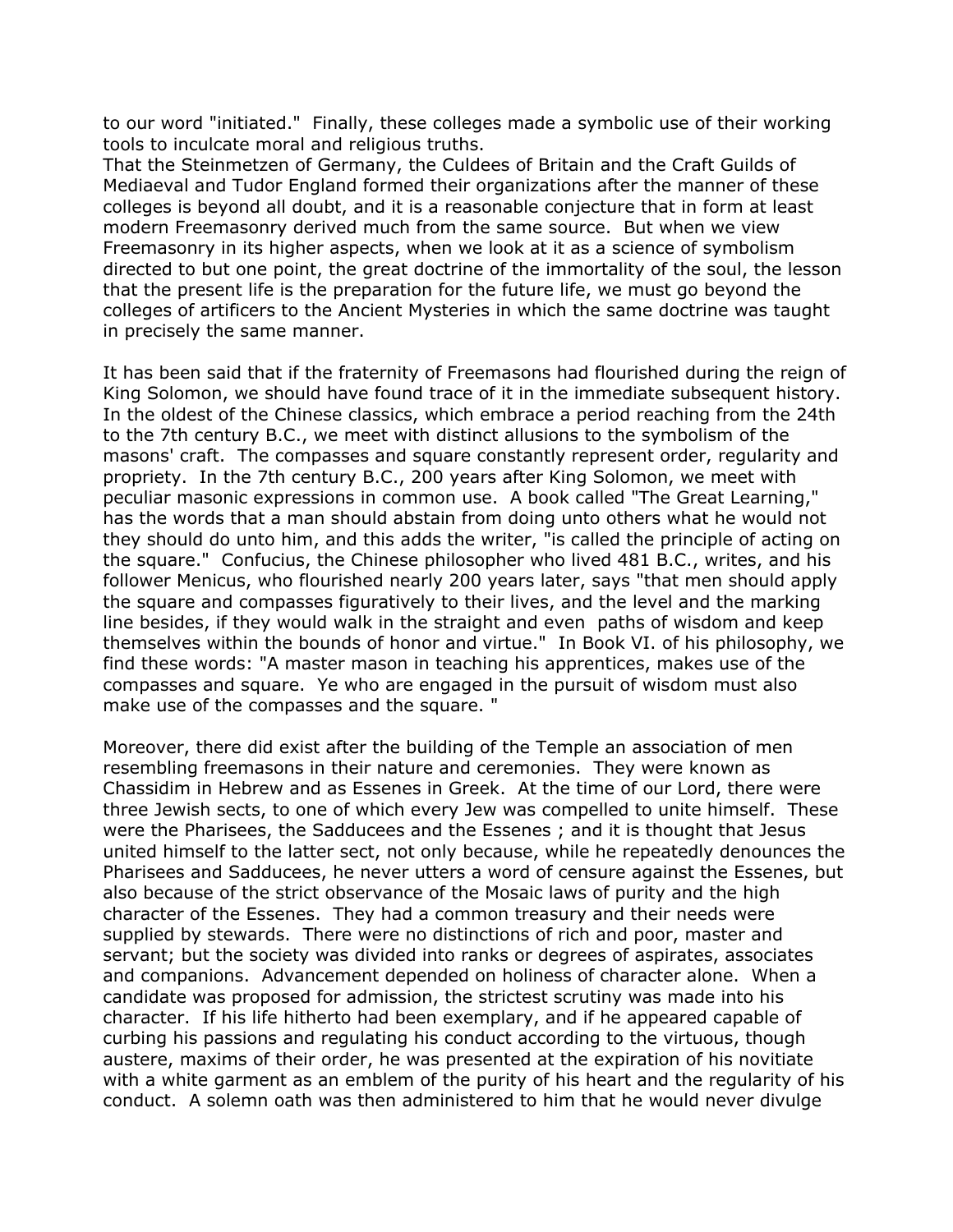to our word "initiated." Finally, these colleges made a symbolic use of their working tools to inculcate moral and religious truths.
That the Steinmetzen of Germany, the Culdees of Britain and the Craft Guilds of Mediaeval and Tudor England formed their organizations after the manner of these colleges is beyond all doubt, and it is a reasonable conjecture that in form at least modern Freemasonry derived much from the same source. But when we view Freemasonry in its higher aspects, when we look at it as a science of symbolism directed to but one point, the great doctrine of the immortality of the soul, the lesson that the present life is the preparation for the future life, we must go beyond the colleges of artificers to the Ancient Mysteries in which the same doctrine was taught in precisely the same manner.

It has been said that if the fraternity of Freemasons had flourished during the reign of King Solomon, we should have found trace of it in the immediate subsequent history. In the oldest of the Chinese classics, which embrace a period reaching from the 24th to the 7th century B.C., we meet with distinct allusions to the symbolism of the masons' craft. The compasses and square constantly represent order, regularity and propriety. In the 7th century B.C., 200 years after King Solomon, we meet with peculiar masonic expressions in common use. A book called "The Great Learning," has the words that a man should abstain from doing unto others what he would not they should do unto him, and this adds the writer, "is called the principle of acting on the square." Confucius, the Chinese philosopher who lived 481 B.C., writes, and his follower Menicus, who flourished nearly 200 years later, says "that men should apply the square and compasses figuratively to their lives, and the level and the marking line besides, if they would walk in the straight and even paths of wisdom and keep themselves within the bounds of honor and virtue." In Book VI. of his philosophy, we find these words: "A master mason in teaching his apprentices, makes use of the compasses and square. Ye who are engaged in the pursuit of wisdom must also make use of the compasses and the square. "

Moreover, there did exist after the building of the Temple an association of men resembling freemasons in their nature and ceremonies. They were known as Chassidim in Hebrew and as Essenes in Greek. At the time of our Lord, there were three Jewish sects, to one of which every Jew was compelled to unite himself. These were the Pharisees, the Sadducees and the Essenes ; and it is thought that Jesus united himself to the latter sect, not only because, while he repeatedly denounces the Pharisees and Sadducees, he never utters a word of censure against the Essenes, but also because of the strict observance of the Mosaic laws of purity and the high character of the Essenes. They had a common treasury and their needs were supplied by stewards. There were no distinctions of rich and poor, master and servant; but the society was divided into ranks or degrees of aspirates, associates and companions. Advancement depended on holiness of character alone. When a candidate was proposed for admission, the strictest scrutiny was made into his character. If his life hitherto had been exemplary, and if he appeared capable of curbing his passions and regulating his conduct according to the virtuous, though austere, maxims of their order, he was presented at the expiration of his novitiate with a white garment as an emblem of the purity of his heart and the regularity of his conduct. A solemn oath was then administered to him that he would never divulge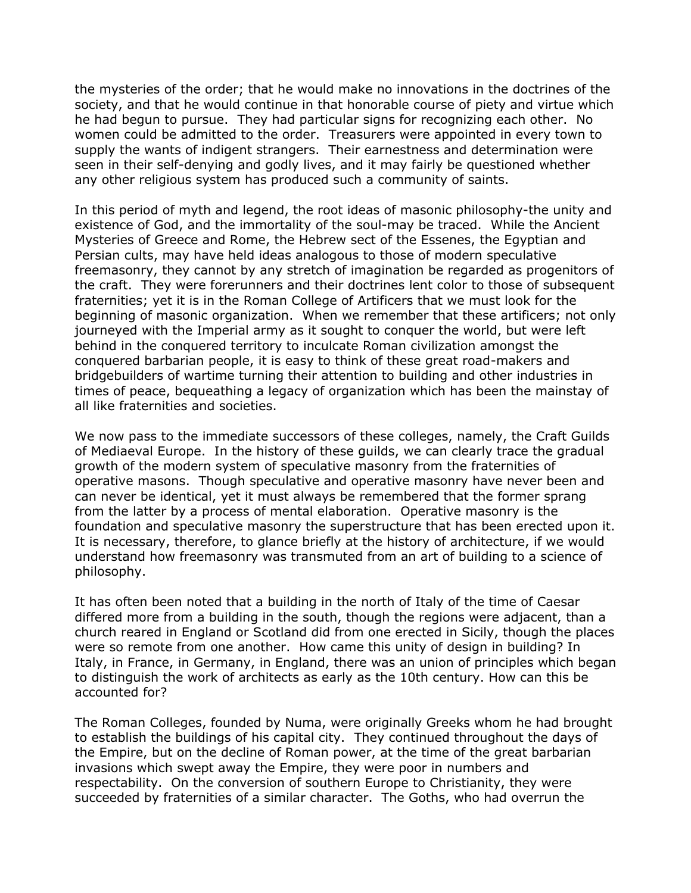the mysteries of the order; that he would make no innovations in the doctrines of the society, and that he would continue in that honorable course of piety and virtue which he had begun to pursue. They had particular signs for recognizing each other. No women could be admitted to the order. Treasurers were appointed in every town to supply the wants of indigent strangers. Their earnestness and determination were seen in their self-denying and godly lives, and it may fairly be questioned whether any other religious system has produced such a community of saints.

In this period of myth and legend, the root ideas of masonic philosophy-the unity and existence of God, and the immortality of the soul-may be traced. While the Ancient Mysteries of Greece and Rome, the Hebrew sect of the Essenes, the Egyptian and Persian cults, may have held ideas analogous to those of modern speculative freemasonry, they cannot by any stretch of imagination be regarded as progenitors of the craft. They were forerunners and their doctrines lent color to those of subsequent fraternities; yet it is in the Roman College of Artificers that we must look for the beginning of masonic organization. When we remember that these artificers; not only journeyed with the Imperial army as it sought to conquer the world, but were left behind in the conquered territory to inculcate Roman civilization amongst the conquered barbarian people, it is easy to think of these great road-makers and bridgebuilders of wartime turning their attention to building and other industries in times of peace, bequeathing a legacy of organization which has been the mainstay of all like fraternities and societies.

We now pass to the immediate successors of these colleges, namely, the Craft Guilds of Mediaeval Europe. In the history of these guilds, we can clearly trace the gradual growth of the modern system of speculative masonry from the fraternities of operative masons. Though speculative and operative masonry have never been and can never be identical, yet it must always be remembered that the former sprang from the latter by a process of mental elaboration. Operative masonry is the foundation and speculative masonry the superstructure that has been erected upon it. It is necessary, therefore, to glance briefly at the history of architecture, if we would understand how freemasonry was transmuted from an art of building to a science of philosophy.

It has often been noted that a building in the north of Italy of the time of Caesar differed more from a building in the south, though the regions were adjacent, than a church reared in England or Scotland did from one erected in Sicily, though the places were so remote from one another. How came this unity of design in building? In Italy, in France, in Germany, in England, there was an union of principles which began to distinguish the work of architects as early as the 10th century. How can this be accounted for?

The Roman Colleges, founded by Numa, were originally Greeks whom he had brought to establish the buildings of his capital city. They continued throughout the days of the Empire, but on the decline of Roman power, at the time of the great barbarian invasions which swept away the Empire, they were poor in numbers and respectability. On the conversion of southern Europe to Christianity, they were succeeded by fraternities of a similar character. The Goths, who had overrun the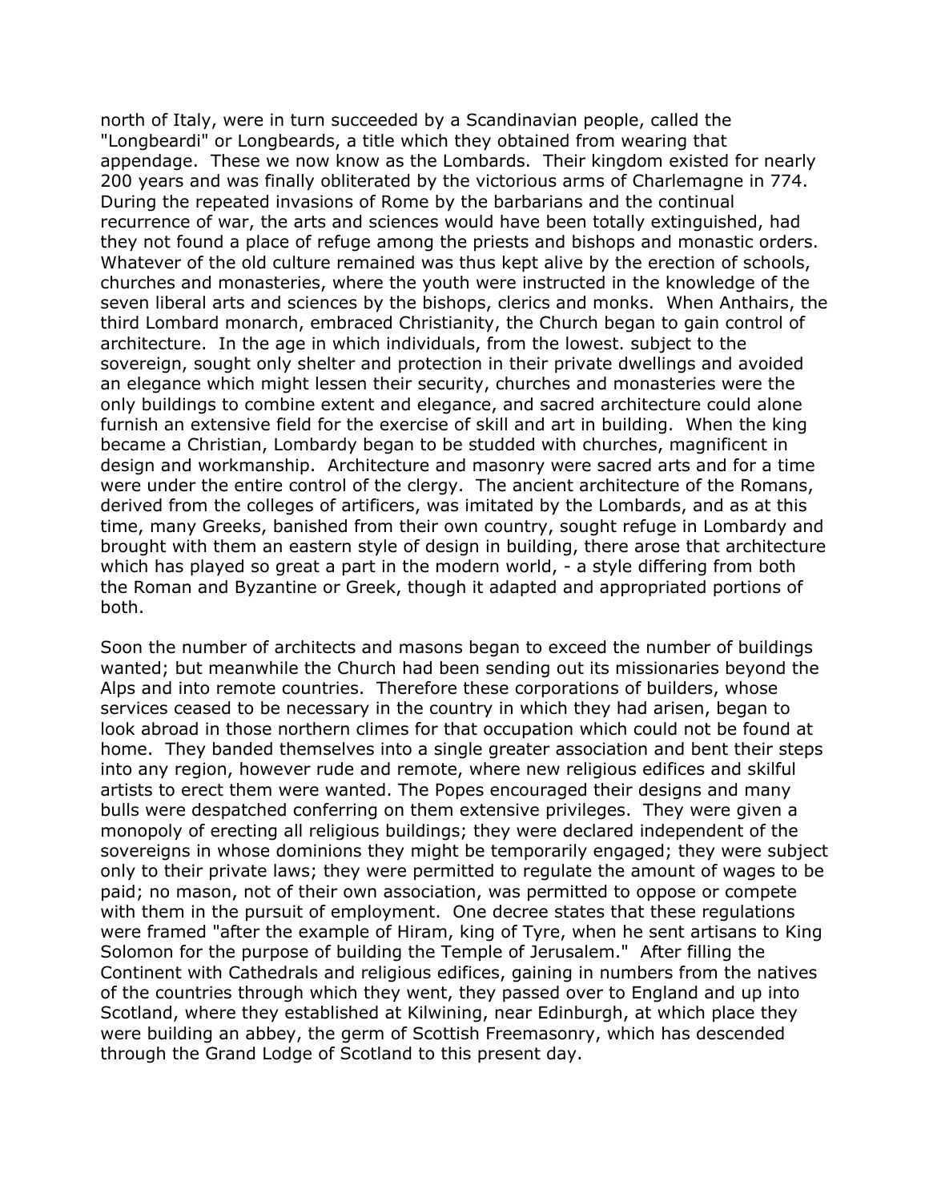north of Italy, were in turn succeeded by a Scandinavian people, called the "Longbeardi" or Longbeards, a title which they obtained from wearing that appendage. These we now know as the Lombards. Their kingdom existed for nearly 200 years and was finally obliterated by the victorious arms of Charlemagne in 774. During the repeated invasions of Rome by the barbarians and the continual recurrence of war, the arts and sciences would have been totally extinguished, had they not found a place of refuge among the priests and bishops and monastic orders. Whatever of the old culture remained was thus kept alive by the erection of schools, churches and monasteries, where the youth were instructed in the knowledge of the seven liberal arts and sciences by the bishops, clerics and monks. When Anthairs, the third Lombard monarch, embraced Christianity, the Church began to gain control of architecture. In the age in which individuals, from the lowest. subject to the sovereign, sought only shelter and protection in their private dwellings and avoided an elegance which might lessen their security, churches and monasteries were the only buildings to combine extent and elegance, and sacred architecture could alone furnish an extensive field for the exercise of skill and art in building. When the king became a Christian, Lombardy began to be studded with churches, magnificent in design and workmanship. Architecture and masonry were sacred arts and for a time were under the entire control of the clergy. The ancient architecture of the Romans, derived from the colleges of artificers, was imitated by the Lombards, and as at this time, many Greeks, banished from their own country, sought refuge in Lombardy and brought with them an eastern style of design in building, there arose that architecture which has played so great a part in the modern world, - a style differing from both the Roman and Byzantine or Greek, though it adapted and appropriated portions of both.

Soon the number of architects and masons began to exceed the number of buildings wanted; but meanwhile the Church had been sending out its missionaries beyond the Alps and into remote countries. Therefore these corporations of builders, whose services ceased to be necessary in the country in which they had arisen, began to look abroad in those northern climes for that occupation which could not be found at home. They banded themselves into a single greater association and bent their steps into any region, however rude and remote, where new religious edifices and skilful artists to erect them were wanted. The Popes encouraged their designs and many bulls were despatched conferring on them extensive privileges. They were given a monopoly of erecting all religious buildings; they were declared independent of the sovereigns in whose dominions they might be temporarily engaged; they were subject only to their private laws; they were permitted to regulate the amount of wages to be paid; no mason, not of their own association, was permitted to oppose or compete with them in the pursuit of employment. One decree states that these regulations were framed "after the example of Hiram, king of Tyre, when he sent artisans to King Solomon for the purpose of building the Temple of Jerusalem." After filling the Continent with Cathedrals and religious edifices, gaining in numbers from the natives of the countries through which they went, they passed over to England and up into Scotland, where they established at Kilwining, near Edinburgh, at which place they were building an abbey, the germ of Scottish Freemasonry, which has descended through the Grand Lodge of Scotland to this present day.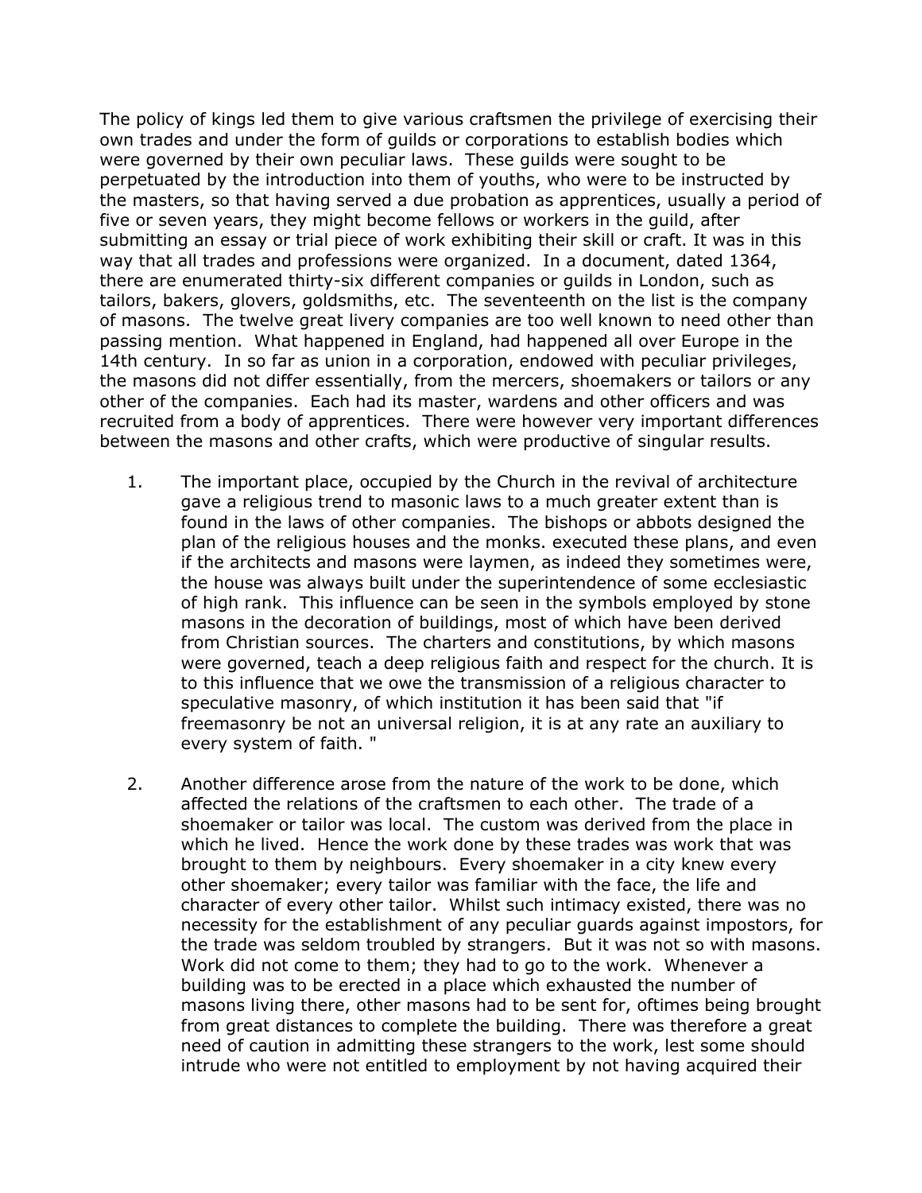The policy of kings led them to give various craftsmen the privilege of exercising their own trades and under the form of guilds or corporations to establish bodies which were governed by their own peculiar laws. These guilds were sought to be perpetuated by the introduction into them of youths, who were to be instructed by the masters, so that having served a due probation as apprentices, usually a period of five or seven years, they might become fellows or workers in the guild, after submitting an essay or trial piece of work exhibiting their skill or craft. It was in this way that all trades and professions were organized. In a document, dated 1364, there are enumerated thirty-six different companies or guilds in London, such as tailors, bakers, glovers, goldsmiths, etc. The seventeenth on the list is the company of masons. The twelve great livery companies are too well known to need other than passing mention. What happened in England, had happened all over Europe in the 14th century. In so far as union in a corporation, endowed with peculiar privileges, the masons did not differ essentially, from the mercers, shoemakers or tailors or any other of the companies. Each had its master, wardens and other officers and was recruited from a body of apprentices. There were however very important differences between the masons and other crafts, which were productive of singular results.

1. The important place, occupied by the Church in the revival of architecture gave a religious trend to masonic laws to a much greater extent than is found in the laws of other companies. The bishops or abbots designed the plan of the religious houses and the monks. executed these plans, and even if the architects and masons were laymen, as indeed they sometimes were, the house was always built under the superintendence of some ecclesiastic of high rank. This influence can be seen in the symbols employed by stone masons in the decoration of buildings, most of which have been derived from Christian sources. The charters and constitutions, by which masons were governed, teach a deep religious faith and respect for the church. It is to this influence that we owe the transmission of a religious character to speculative masonry, of which institution it has been said that "if freemasonry be not an universal religion, it is at any rate an auxiliary to every system of faith. "

2. Another difference arose from the nature of the work to be done, which affected the relations of the craftsmen to each other. The trade of a shoemaker or tailor was local. The custom was derived from the place in which he lived. Hence the work done by these trades was work that was brought to them by neighbours. Every shoemaker in a city knew every other shoemaker; every tailor was familiar with the face, the life and character of every other tailor. Whilst such intimacy existed, there was no necessity for the establishment of any peculiar guards against impostors, for the trade was seldom troubled by strangers. But it was not so with masons. Work did not come to them; they had to go to the work. Whenever a building was to be erected in a place which exhausted the number of masons living there, other masons had to be sent for, oftimes being brought from great distances to complete the building. There was therefore a great need of caution in admitting these strangers to the work, lest some should intrude who were not entitled to employment by not having acquired their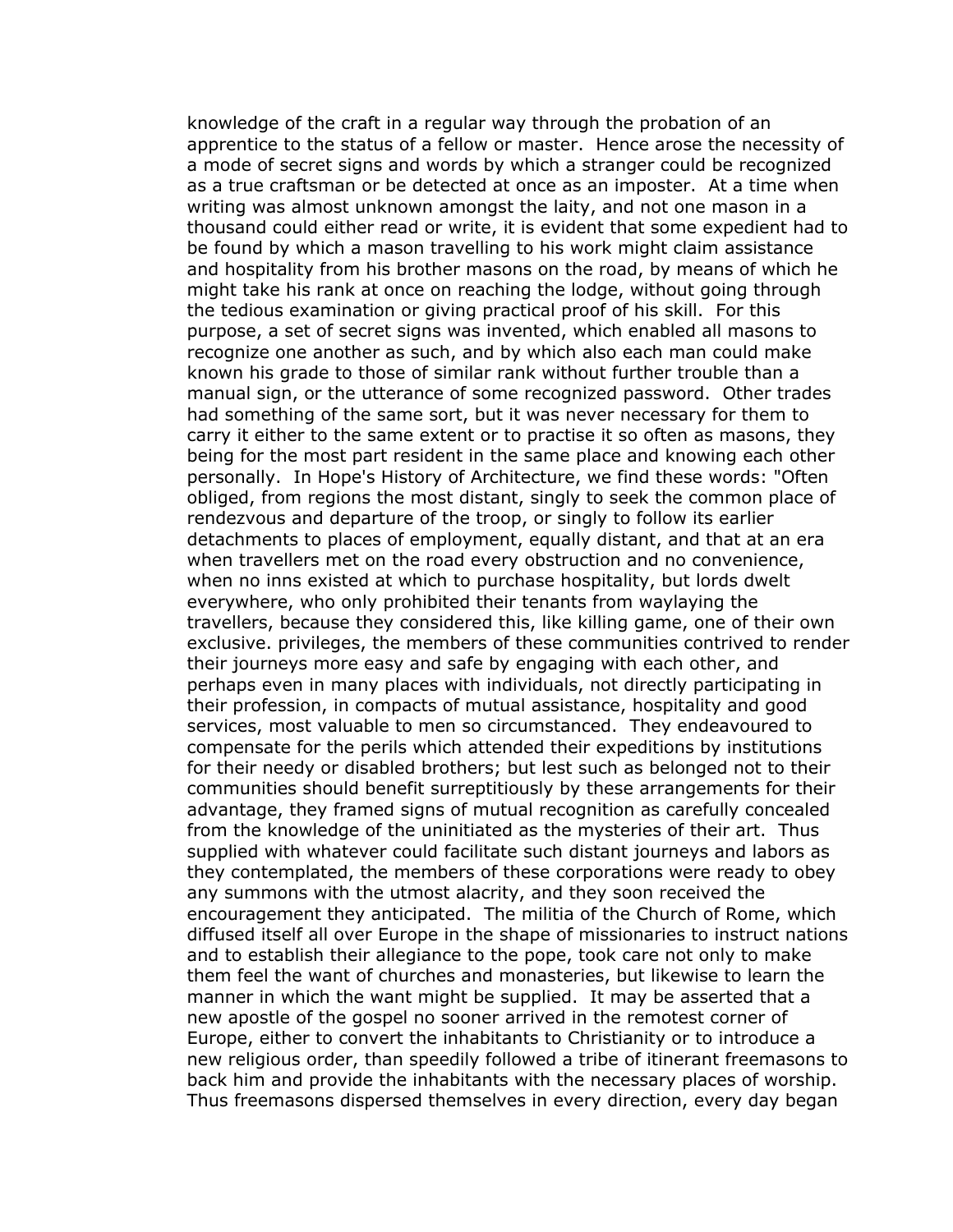knowledge of the craft in a regular way through the probation of an apprentice to the status of a fellow or master. Hence arose the necessity of a mode of secret signs and words by which a stranger could be recognized as a true craftsman or be detected at once as an imposter. At a time when writing was almost unknown amongst the laity, and not one mason in a thousand could either read or write, it is evident that some expedient had to be found by which a mason travelling to his work might claim assistance and hospitality from his brother masons on the road, by means of which he might take his rank at once on reaching the lodge, without going through the tedious examination or giving practical proof of his skill. For this purpose, a set of secret signs was invented, which enabled all masons to recognize one another as such, and by which also each man could make known his grade to those of similar rank without further trouble than a manual sign, or the utterance of some recognized password. Other trades had something of the same sort, but it was never necessary for them to carry it either to the same extent or to practise it so often as masons, they being for the most part resident in the same place and knowing each other personally. In Hope's History of Architecture, we find these words: "Often obliged, from regions the most distant, singly to seek the common place of rendezvous and departure of the troop, or singly to follow its earlier detachments to places of employment, equally distant, and that at an era when travellers met on the road every obstruction and no convenience, when no inns existed at which to purchase hospitality, but lords dwelt everywhere, who only prohibited their tenants from waylaying the travellers, because they considered this, like killing game, one of their own exclusive. privileges, the members of these communities contrived to render their journeys more easy and safe by engaging with each other, and perhaps even in many places with individuals, not directly participating in their profession, in compacts of mutual assistance, hospitality and good services, most valuable to men so circumstanced. They endeavoured to compensate for the perils which attended their expeditions by institutions for their needy or disabled brothers; but lest such as belonged not to their communities should benefit surreptitiously by these arrangements for their advantage, they framed signs of mutual recognition as carefully concealed from the knowledge of the uninitiated as the mysteries of their art. Thus supplied with whatever could facilitate such distant journeys and labors as they contemplated, the members of these corporations were ready to obey any summons with the utmost alacrity, and they soon received the encouragement they anticipated. The militia of the Church of Rome, which diffused itself all over Europe in the shape of missionaries to instruct nations and to establish their allegiance to the pope, took care not only to make them feel the want of churches and monasteries, but likewise to learn the manner in which the want might be supplied. It may be asserted that a new apostle of the gospel no sooner arrived in the remotest corner of Europe, either to convert the inhabitants to Christianity or to introduce a new religious order, than speedily followed a tribe of itinerant freemasons to back him and provide the inhabitants with the necessary places of worship. Thus freemasons dispersed themselves in every direction, every day began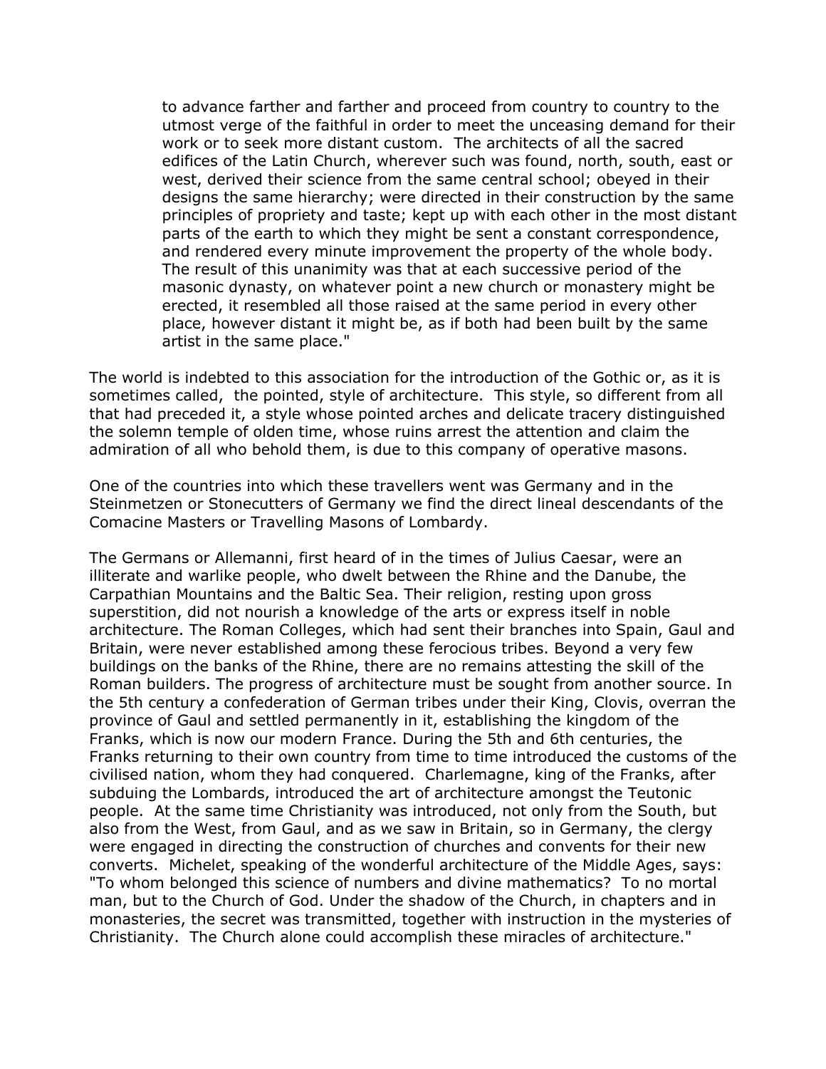> to advance farther and farther and proceed from country to country to the utmost verge of the faithful in order to meet the unceasing demand for their work or to seek more distant custom. The architects of all the sacred edifices of the Latin Church, wherever such was found, north, south, east or west, derived their science from the same central school; obeyed in their designs the same hierarchy; were directed in their construction by the same principles of propriety and taste; kept up with each other in the most distant parts of the earth to which they might be sent a constant correspondence, and rendered every minute improvement the property of the whole body. The result of this unanimity was that at each successive period of the masonic dynasty, on whatever point a new church or monastery might be erected, it resembled all those raised at the same period in every other place, however distant it might be, as if both had been built by the same artist in the same place."

The world is indebted to this association for the introduction of the Gothic or, as it is sometimes called, the pointed, style of architecture. This style, so different from all that had preceded it, a style whose pointed arches and delicate tracery distinguished the solemn temple of olden time, whose ruins arrest the attention and claim the admiration of all who behold them, is due to this company of operative masons.

One of the countries into which these travellers went was Germany and in the Steinmetzen or Stonecutters of Germany we find the direct lineal descendants of the Comacine Masters or Travelling Masons of Lombardy.

The Germans or Allemanni, first heard of in the times of Julius Caesar, were an illiterate and warlike people, who dwelt between the Rhine and the Danube, the Carpathian Mountains and the Baltic Sea. Their religion, resting upon gross superstition, did not nourish a knowledge of the arts or express itself in noble architecture. The Roman Colleges, which had sent their branches into Spain, Gaul and Britain, were never established among these ferocious tribes. Beyond a very few buildings on the banks of the Rhine, there are no remains attesting the skill of the Roman builders. The progress of architecture must be sought from another source. In the 5th century a confederation of German tribes under their King, Clovis, overran the province of Gaul and settled permanently in it, establishing the kingdom of the Franks, which is now our modern France. During the 5th and 6th centuries, the Franks returning to their own country from time to time introduced the customs of the civilised nation, whom they had conquered. Charlemagne, king of the Franks, after subduing the Lombards, introduced the art of architecture amongst the Teutonic people. At the same time Christianity was introduced, not only from the South, but also from the West, from Gaul, and as we saw in Britain, so in Germany, the clergy were engaged in directing the construction of churches and convents for their new converts. Michelet, speaking of the wonderful architecture of the Middle Ages, says: "To whom belonged this science of numbers and divine mathematics? To no mortal man, but to the Church of God. Under the shadow of the Church, in chapters and in monasteries, the secret was transmitted, together with instruction in the mysteries of Christianity. The Church alone could accomplish these miracles of architecture."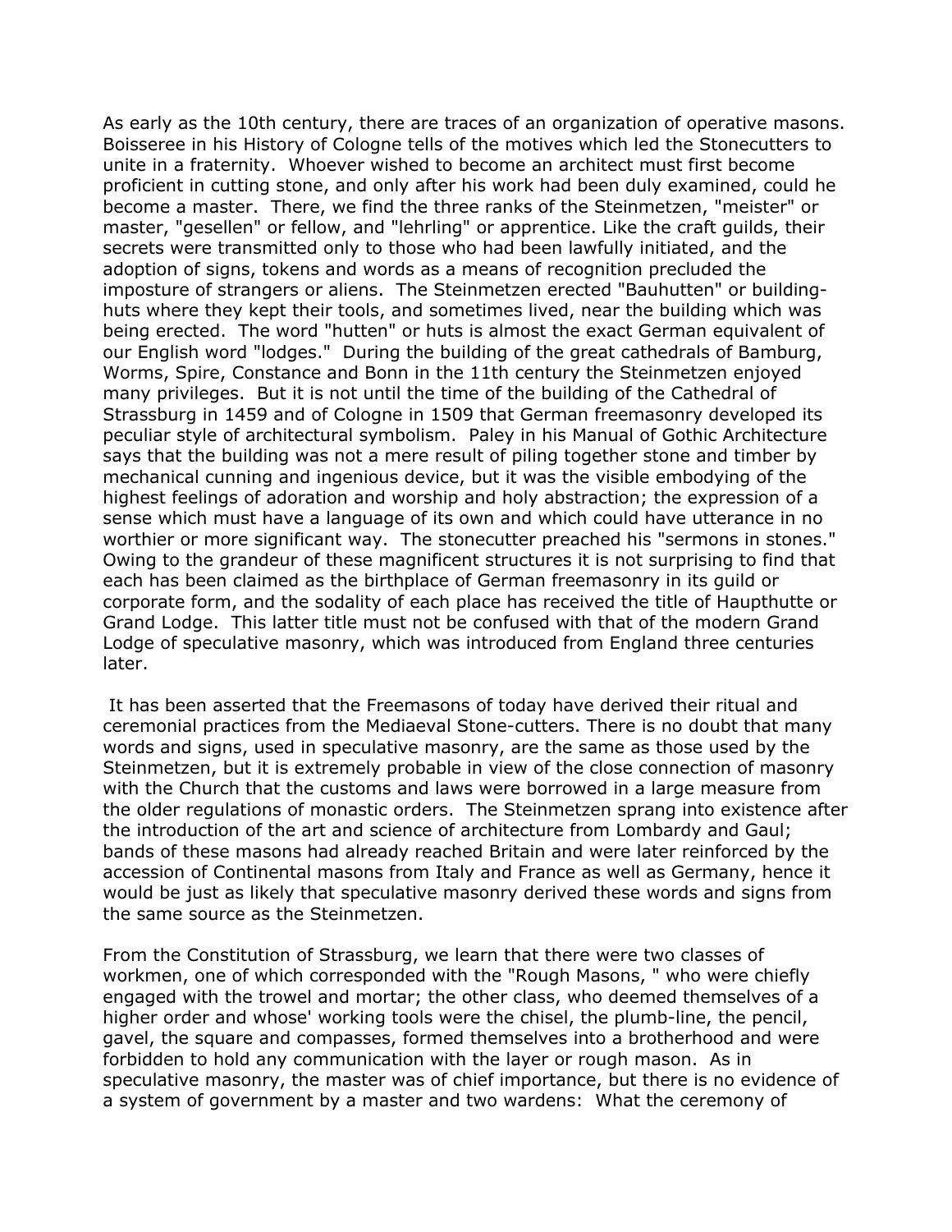As early as the 10th century, there are traces of an organization of operative masons. Boisseree in his History of Cologne tells of the motives which led the Stonecutters to unite in a fraternity. Whoever wished to become an architect must first become proficient in cutting stone, and only after his work had been duly examined, could he become a master. There, we find the three ranks of the Steinmetzen, "meister" or master, "gesellen" or fellow, and "lehrling" or apprentice. Like the craft guilds, their secrets were transmitted only to those who had been lawfully initiated, and the adoption of signs, tokens and words as a means of recognition precluded the imposture of strangers or aliens. The Steinmetzen erected "Bauhutten" or building-huts where they kept their tools, and sometimes lived, near the building which was being erected. The word "hutten" or huts is almost the exact German equivalent of our English word "lodges." During the building of the great cathedrals of Bamburg, Worms, Spire, Constance and Bonn in the 11th century the Steinmetzen enjoyed many privileges. But it is not until the time of the building of the Cathedral of Strassburg in 1459 and of Cologne in 1509 that German freemasonry developed its peculiar style of architectural symbolism. Paley in his Manual of Gothic Architecture says that the building was not a mere result of piling together stone and timber by mechanical cunning and ingenious device, but it was the visible embodying of the highest feelings of adoration and worship and holy abstraction; the expression of a sense which must have a language of its own and which could have utterance in no worthier or more significant way. The stonecutter preached his "sermons in stones." Owing to the grandeur of these magnificent structures it is not surprising to find that each has been claimed as the birthplace of German freemasonry in its guild or corporate form, and the sodality of each place has received the title of Haupthutte or Grand Lodge. This latter title must not be confused with that of the modern Grand Lodge of speculative masonry, which was introduced from England three centuries later.

It has been asserted that the Freemasons of today have derived their ritual and ceremonial practices from the Mediaeval Stone-cutters. There is no doubt that many words and signs, used in speculative masonry, are the same as those used by the Steinmetzen, but it is extremely probable in view of the close connection of masonry with the Church that the customs and laws were borrowed in a large measure from the older regulations of monastic orders. The Steinmetzen sprang into existence after the introduction of the art and science of architecture from Lombardy and Gaul; bands of these masons had already reached Britain and were later reinforced by the accession of Continental masons from Italy and France as well as Germany, hence it would be just as likely that speculative masonry derived these words and signs from the same source as the Steinmetzen.

From the Constitution of Strassburg, we learn that there were two classes of workmen, one of which corresponded with the "Rough Masons, " who were chiefly engaged with the trowel and mortar; the other class, who deemed themselves of a higher order and whose' working tools were the chisel, the plumb-line, the pencil, gavel, the square and compasses, formed themselves into a brotherhood and were forbidden to hold any communication with the layer or rough mason. As in speculative masonry, the master was of chief importance, but there is no evidence of a system of government by a master and two wardens: What the ceremony of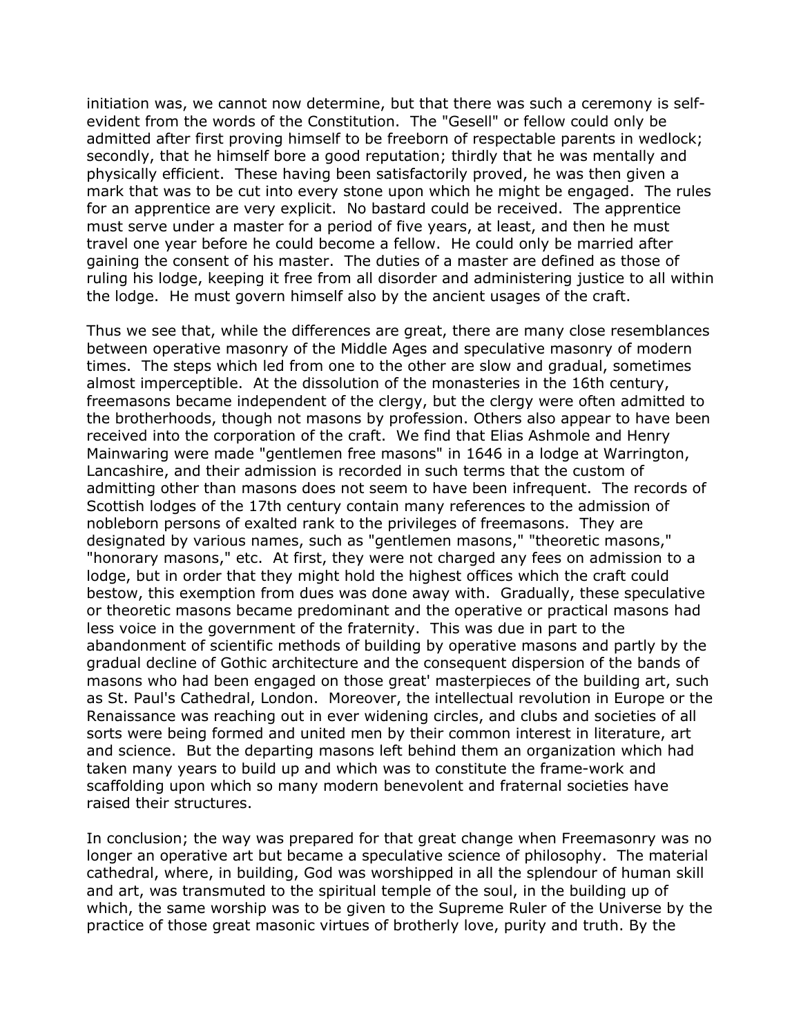initiation was, we cannot now determine, but that there was such a ceremony is self-evident from the words of the Constitution. The "Gesell" or fellow could only be admitted after first proving himself to be freeborn of respectable parents in wedlock; secondly, that he himself bore a good reputation; thirdly that he was mentally and physically efficient. These having been satisfactorily proved, he was then given a mark that was to be cut into every stone upon which he might be engaged. The rules for an apprentice are very explicit. No bastard could be received. The apprentice must serve under a master for a period of five years, at least, and then he must travel one year before he could become a fellow. He could only be married after gaining the consent of his master. The duties of a master are defined as those of ruling his lodge, keeping it free from all disorder and administering justice to all within the lodge. He must govern himself also by the ancient usages of the craft.

Thus we see that, while the differences are great, there are many close resemblances between operative masonry of the Middle Ages and speculative masonry of modern times. The steps which led from one to the other are slow and gradual, sometimes almost imperceptible. At the dissolution of the monasteries in the 16th century, freemasons became independent of the clergy, but the clergy were often admitted to the brotherhoods, though not masons by profession. Others also appear to have been received into the corporation of the craft. We find that Elias Ashmole and Henry Mainwaring were made "gentlemen free masons" in 1646 in a lodge at Warrington, Lancashire, and their admission is recorded in such terms that the custom of admitting other than masons does not seem to have been infrequent. The records of Scottish lodges of the 17th century contain many references to the admission of nobleborn persons of exalted rank to the privileges of freemasons. They are designated by various names, such as "gentlemen masons," "theoretic masons," "honorary masons," etc. At first, they were not charged any fees on admission to a lodge, but in order that they might hold the highest offices which the craft could bestow, this exemption from dues was done away with. Gradually, these speculative or theoretic masons became predominant and the operative or practical masons had less voice in the government of the fraternity. This was due in part to the abandonment of scientific methods of building by operative masons and partly by the gradual decline of Gothic architecture and the consequent dispersion of the bands of masons who had been engaged on those great' masterpieces of the building art, such as St. Paul's Cathedral, London. Moreover, the intellectual revolution in Europe or the Renaissance was reaching out in ever widening circles, and clubs and societies of all sorts were being formed and united men by their common interest in literature, art and science. But the departing masons left behind them an organization which had taken many years to build up and which was to constitute the frame-work and scaffolding upon which so many modern benevolent and fraternal societies have raised their structures.

In conclusion; the way was prepared for that great change when Freemasonry was no longer an operative art but became a speculative science of philosophy. The material cathedral, where, in building, God was worshipped in all the splendour of human skill and art, was transmuted to the spiritual temple of the soul, in the building up of which, the same worship was to be given to the Supreme Ruler of the Universe by the practice of those great masonic virtues of brotherly love, purity and truth. By the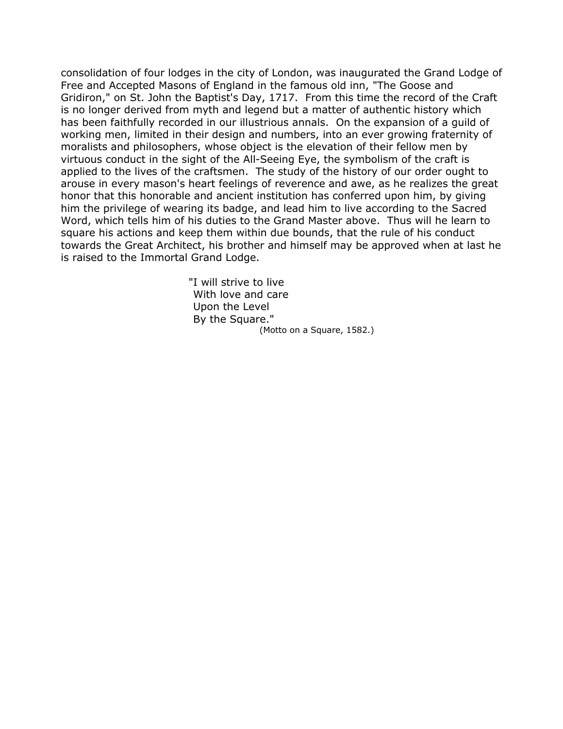consolidation of four lodges in the city of London, was inaugurated the Grand Lodge of Free and Accepted Masons of England in the famous old inn, "The Goose and Gridiron," on St. John the Baptist's Day, 1717. From this time the record of the Craft is no longer derived from myth and legend but a matter of authentic history which has been faithfully recorded in our illustrious annals. On the expansion of a guild of working men, limited in their design and numbers, into an ever growing fraternity of moralists and philosophers, whose object is the elevation of their fellow men by virtuous conduct in the sight of the All-Seeing Eye, the symbolism of the craft is applied to the lives of the craftsmen. The study of the history of our order ought to arouse in every mason's heart feelings of reverence and awe, as he realizes the great honor that this honorable and ancient institution has conferred upon him, by giving him the privilege of wearing its badge, and lead him to live according to the Sacred Word, which tells him of his duties to the Grand Master above. Thus will he learn to square his actions and keep them within due bounds, that the rule of his conduct towards the Great Architect, his brother and himself may be approved when at last he is raised to the Immortal Grand Lodge.

> "I will strive to live
> With love and care
> Upon the Level
> By the Square."
>
> (Motto on a Square, 1582.)